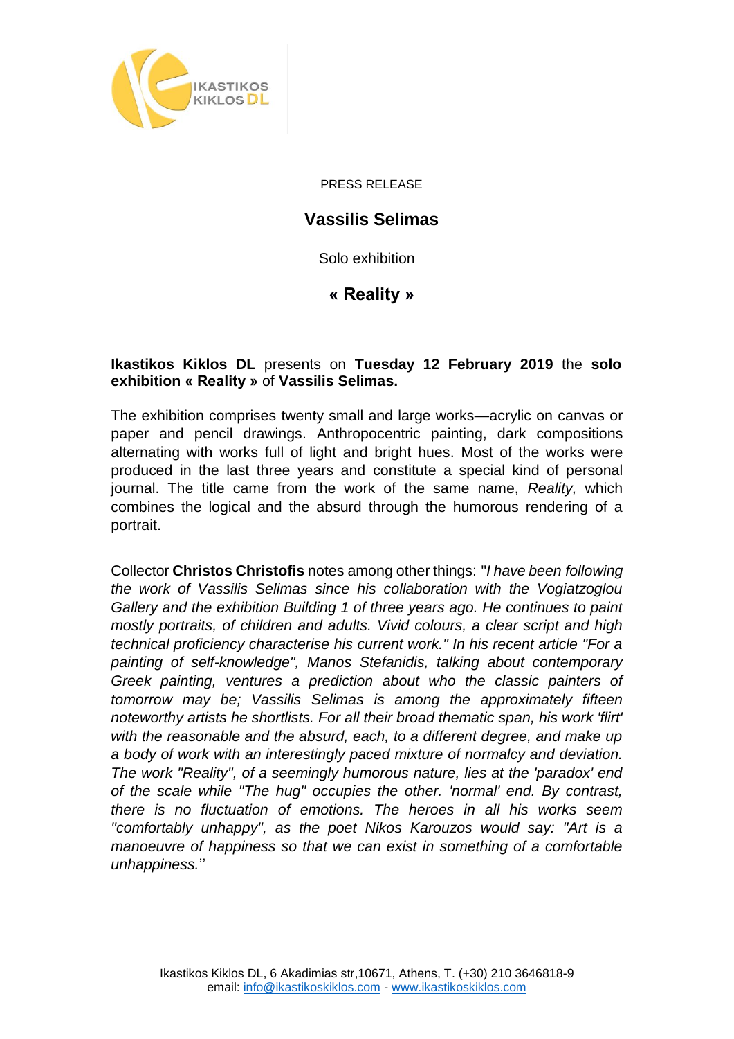PRESS RELEASE

# Vassilis Selimas

Solo exhibition

## « Reality »

**Ikastikos Kiklos DL** presents on **Tuesday 12 February 2019** the **solo exhibition « Reality »** of **Vassilis Selimas.**

The exhibition comprises twenty small and large works—acrylic on canvas or paper and pencil drawings. Anthropocentric painting, dark compositions alternating with works full of light and bright hues. Most of the works were produced in the last three years and constitute a special kind of personal journal. The title came from the work of the same name, *Reality,* which combines the logical and the absurd through the humorous rendering of a portrait.

Collector **Christos Christofis** notes among other things: "*I have been following the work of Vassilis Selimas since his collaboration with the Vogiatzoglou Gallery and the exhibition Building 1 of three years ago. He continues to paint mostly portraits, of children and adults. Vivid colours, a clear script and high technical proficiency characterise his current work." In his recent article "For a painting of self-knowledge", Manos Stefanidis, talking about contemporary Greek painting, ventures a prediction about who the classic painters of tomorrow may be; Vassilis Selimas is among the approximately fifteen noteworthy artists he shortlists. For all their broad thematic span, his work 'flirt' with the reasonable and the absurd, each, to a different degree, and make up a body of work with an interestingly paced mixture of normalcy and deviation. The work "Reality", of a seemingly humorous nature, lies at the 'paradox' end of the scale while "The hug" occupies the other. 'normal' end. By contrast, there is no fluctuation of emotions. The heroes in all his works seem "comfortably unhappy", as the poet Nikos Karouzos would say: "Art is a manoeuvre of happiness so that we can exist in something of a comfortable unhappiness.*''

Ikastikos Kiklos DL, 6 Akadimias str,10671, Athens, T. (+30) 210 3646818-9
email: info@ikastikoskiklos.com - www.ikastikoskiklos.com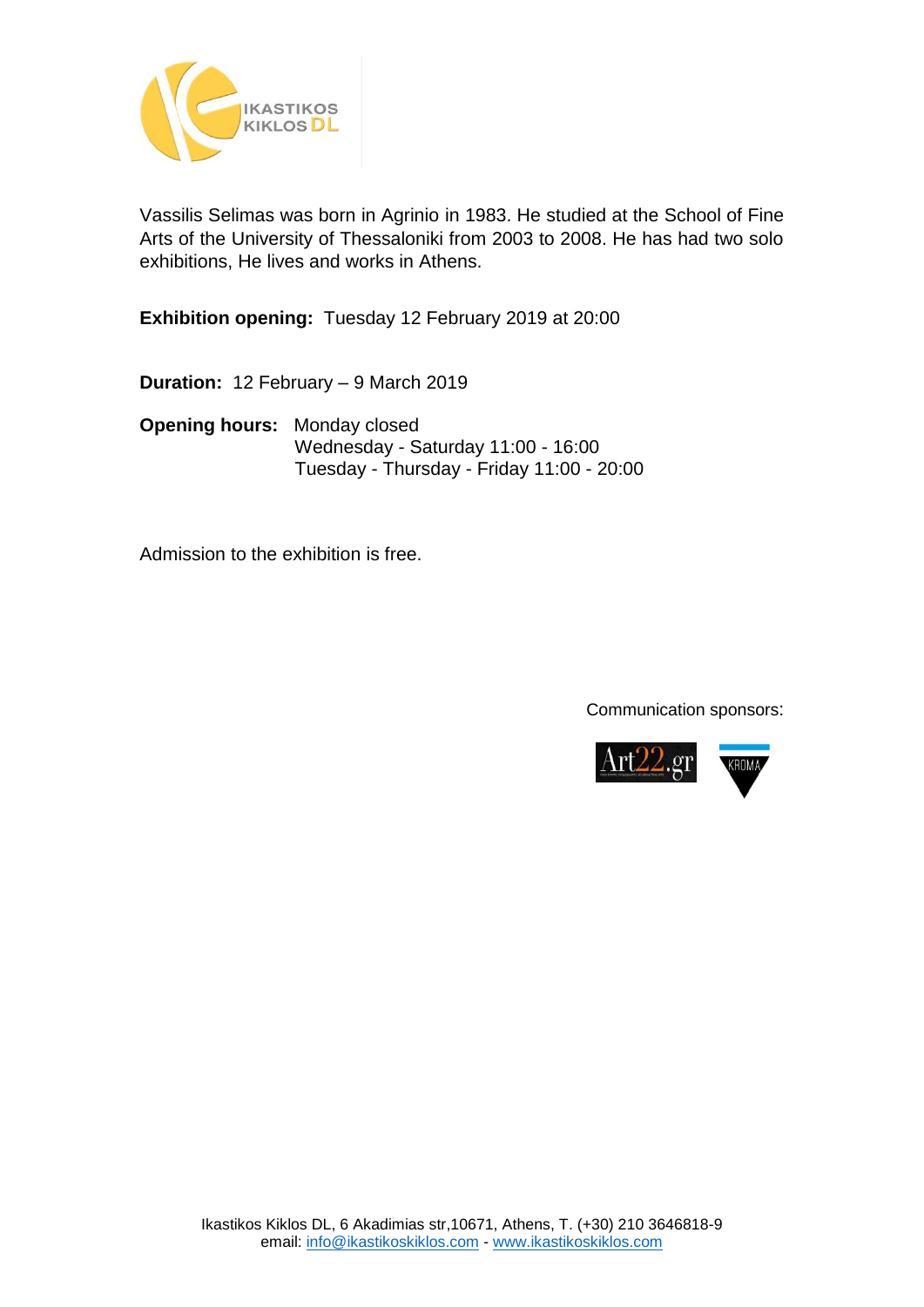Vassilis Selimas was born in Agrinio in 1983. He studied at the School of Fine Arts of the University of Thessaloniki from 2003 to 2008. He has had two solo exhibitions, He lives and works in Athens.

**Exhibition opening:** Tuesday 12 February 2019 at 20:00

**Duration:** 12 February – 9 March 2019

**Opening hours:** Monday closed
Wednesday - Saturday 11:00 - 16:00
Tuesday - Thursday - Friday 11:00 - 20:00

Admission to the exhibition is free.

Communication sponsors:

Ikastikos Kiklos DL, 6 Akadimias str,10671, Athens, T. (+30) 210 3646818-9
email: info@ikastikoskiklos.com - www.ikastikoskiklos.com